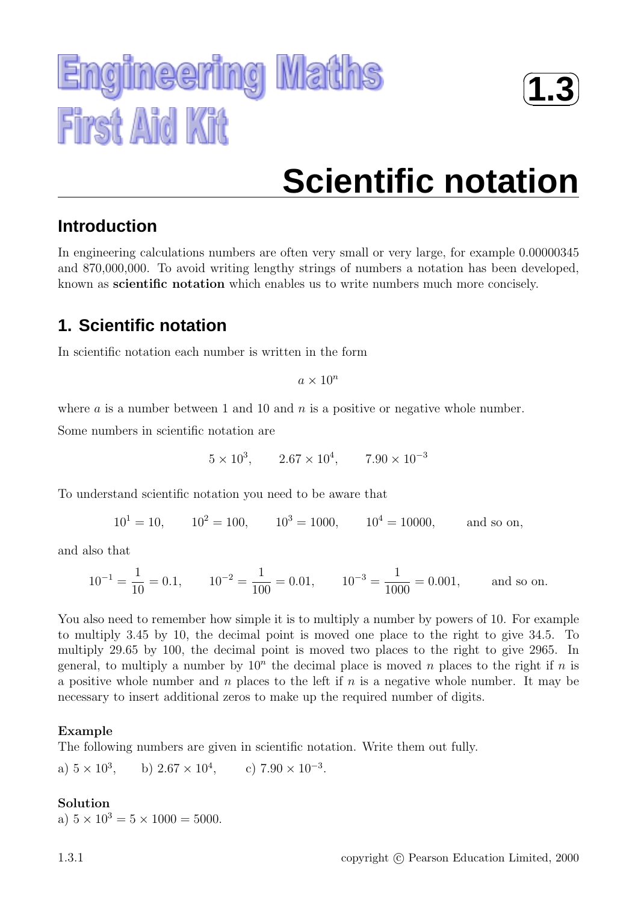Engineering Maths First Aid Kit

**1.3**

# Scientific notation

## Introduction

In engineering calculations numbers are often very small or very large, for example 0.00000345 and 870,000,000. To avoid writing lengthy strings of numbers a notation has been developed, known as **scientific notation** which enables us to write numbers much more concisely.

## 1. Scientific notation

In scientific notation each number is written in the form

$$a \times 10^n$$

where $a$ is a number between 1 and 10 and $n$ is a positive or negative whole number.

Some numbers in scientific notation are

$$5 \times 10^3, \qquad 2.67 \times 10^4, \qquad 7.90 \times 10^{-3}$$

To understand scientific notation you need to be aware that

$$10^1 = 10, \qquad 10^2 = 100, \qquad 10^3 = 1000, \qquad 10^4 = 10000, \qquad \text{and so on,}$$

and also that

$$10^{-1} = \frac{1}{10} = 0.1, \qquad 10^{-2} = \frac{1}{100} = 0.01, \qquad 10^{-3} = \frac{1}{1000} = 0.001, \qquad \text{and so on.}$$

You also need to remember how simple it is to multiply a number by powers of 10. For example to multiply 3.45 by 10, the decimal point is moved one place to the right to give 34.5. To multiply 29.65 by 100, the decimal point is moved two places to the right to give 2965. In general, to multiply a number by $10^n$ the decimal place is moved $n$ places to the right if $n$ is a positive whole number and $n$ places to the left if $n$ is a negative whole number. It may be necessary to insert additional zeros to make up the required number of digits.

**Example**

The following numbers are given in scientific notation. Write them out fully.

a) $5 \times 10^3$, b) $2.67 \times 10^4$, c) $7.90 \times 10^{-3}$.

**Solution**

a) $5 \times 10^3 = 5 \times 1000 = 5000$.

copyright © Pearson Education Limited, 2000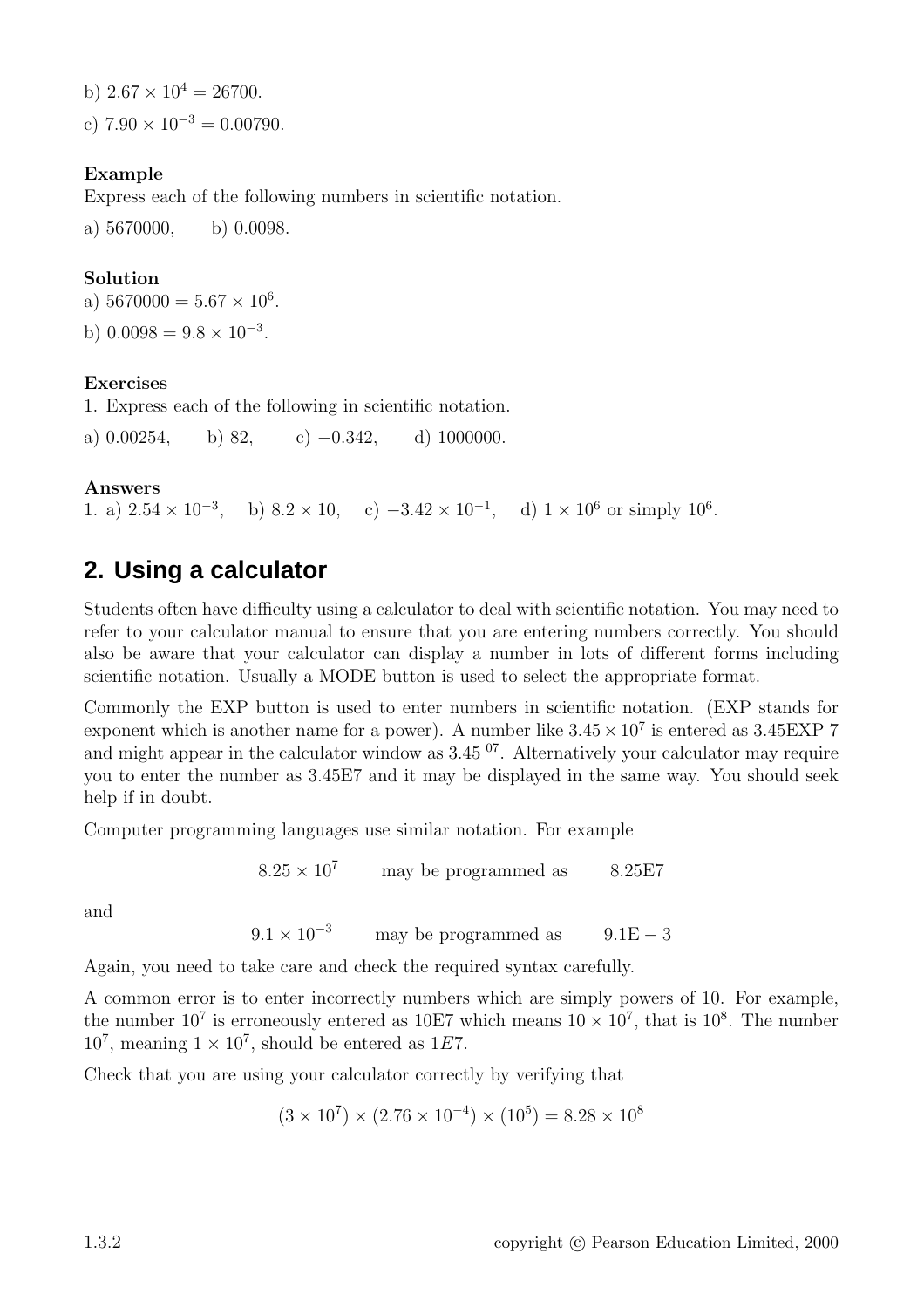b) $2.67 \times 10^4 = 26700$.

c) $7.90 \times 10^{-3} = 0.00790$.

**Example**

Express each of the following numbers in scientific notation.

a) 5670000, b) 0.0098.

**Solution**

a) $5670000 = 5.67 \times 10^6$.

b) $0.0098 = 9.8 \times 10^{-3}$.

**Exercises**

1. Express each of the following in scientific notation.

a) 0.00254, b) 82, c) $-0.342$, d) 1000000.

**Answers**

1. a) $2.54 \times 10^{-3}$, b) $8.2 \times 10$, c) $-3.42 \times 10^{-1}$, d) $1 \times 10^6$ or simply $10^6$.

## 2. Using a calculator

Students often have difficulty using a calculator to deal with scientific notation. You may need to refer to your calculator manual to ensure that you are entering numbers correctly. You should also be aware that your calculator can display a number in lots of different forms including scientific notation. Usually a MODE button is used to select the appropriate format.

Commonly the EXP button is used to enter numbers in scientific notation. (EXP stands for exponent which is another name for a power). A number like $3.45 \times 10^7$ is entered as 3.45EXP 7 and might appear in the calculator window as $3.45\ ^{07}$. Alternatively your calculator may require you to enter the number as 3.45E7 and it may be displayed in the same way. You should seek help if in doubt.

Computer programming languages use similar notation. For example

$$8.25 \times 10^7 \qquad \text{may be programmed as} \qquad 8.25\text{E}7$$

and

$$9.1 \times 10^{-3} \qquad \text{may be programmed as} \qquad 9.1\text{E}-3$$

Again, you need to take care and check the required syntax carefully.

A common error is to enter incorrectly numbers which are simply powers of 10. For example, the number $10^7$ is erroneously entered as 10E7 which means $10 \times 10^7$, that is $10^8$. The number $10^7$, meaning $1 \times 10^7$, should be entered as $1E7$.

Check that you are using your calculator correctly by verifying that

$$(3 \times 10^7) \times (2.76 \times 10^{-4}) \times (10^5) = 8.28 \times 10^8$$